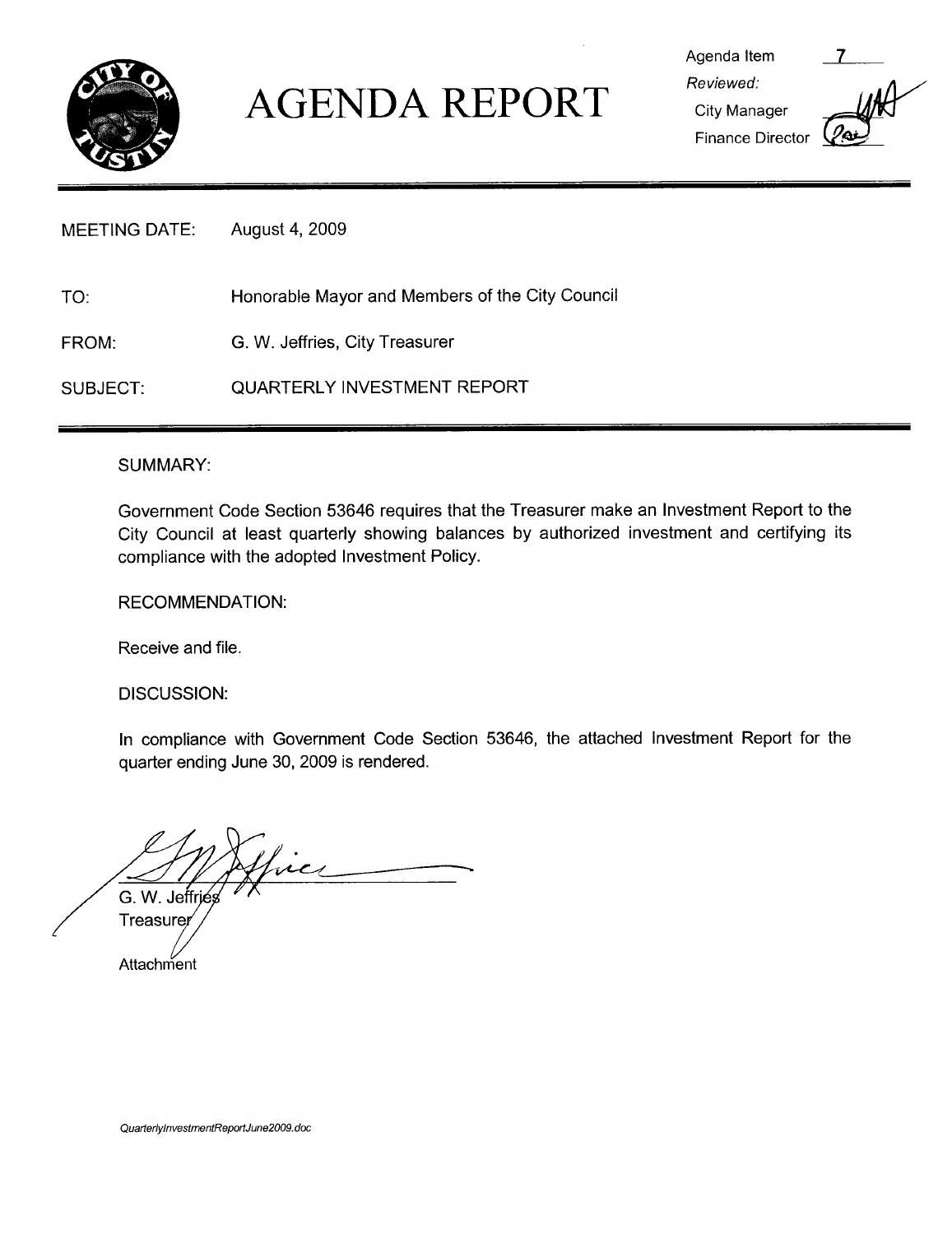# AGENDA REPORT

Agenda Item 7

*Reviewed:*

City Manager

Finance Director

MEETING DATE: August 4, 2009

TO: Honorable Mayor and Members of the City Council

FROM: G. W. Jeffries, City Treasurer

SUBJECT: QUARTERLY INVESTMENT REPORT

SUMMARY:

Government Code Section 53646 requires that the Treasurer make an Investment Report to the City Council at least quarterly showing balances by authorized investment and certifying its compliance with the adopted Investment Policy.

RECOMMENDATION:

Receive and file.

DISCUSSION:

In compliance with Government Code Section 53646, the attached Investment Report for the quarter ending June 30, 2009 is rendered.

G. W. Jeffries
Treasurer

Attachment

*QuarterlyInvestmentReportJune2009.doc*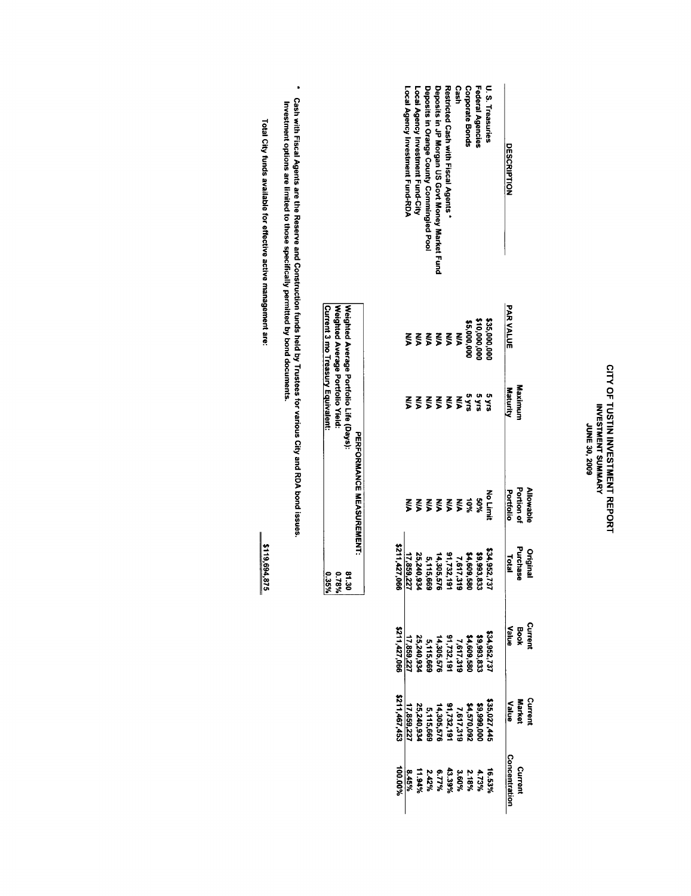# CITY OF TUSTIN INVESTMENT REPORT
## INVESTMENT SUMMARY
## JUNE 30, 2009

| DESCRIPTION | PAR VALUE | Maximum Maturity | Allowable Portion of Portfolio | Original Purchase Total | Current Book Value | Current Market Value | Current Concentration |
|---|---|---|---|---|---|---|---|
| U. S. Treasuries | $35,000,000 | 5 yrs | No Limit | $34,952,737 | $34,952,737 | $35,027,445 | 16.53% |
| Federal Agencies | $10,000,000 | 5 yrs | 50% | $9,993,833 | $9,993,833 | $9,999,000 | 4.73% |
| Corporate Bonds | $5,000,000 | 5 yrs | 10% | $4,609,580 | $4,609,580 | $4,570,092 | 2.18% |
| Cash | N/A | N/A | N/A | 7,617,319 | 7,617,319 | 7,617,319 | 3.60% |
| Restricted Cash with Fiscal Agents * | N/A | N/A | N/A | 91,732,191 | 91,732,191 | 91,732,191 | 43.39% |
| Deposits in JP Morgan US Govt Money Market Fund | N/A | N/A | N/A | 14,305,576 | 14,305,576 | 14,305,576 | 6.77% |
| Deposits in Orange County Commingled Pool | N/A | N/A | N/A | 5,115,669 | 5,115,669 | 5,115,669 | 2.42% |
| Local Agency Investment Fund-City | N/A | N/A | N/A | 25,240,934 | 25,240,934 | 25,240,934 | 11.94% |
| Local Agency Investment Fund-RDA | N/A | N/A | N/A | 17,859,227 | 17,859,227 | 17,859,227 | 8.45% |
| | | | | $211,427,066 | $211,427,066 | $211,467,453 | 100.00% |

| PERFORMANCE MEASUREMENT: | |
|---|---|
| Weighted Average Portfolio Life (Days): | 81.30 |
| Weighted Average Portfolio Yield: | 0.78% |
| Current 3 mo Treasury Equivalent: | 0.35% |

\* Cash with Fiscal Agents are the Reserve and Construction funds held by Trustees for various City and RDA bond issues. Investment options are limited to those specifically permitted by bond documents.

Total City funds available for effective active management are: $119,694,875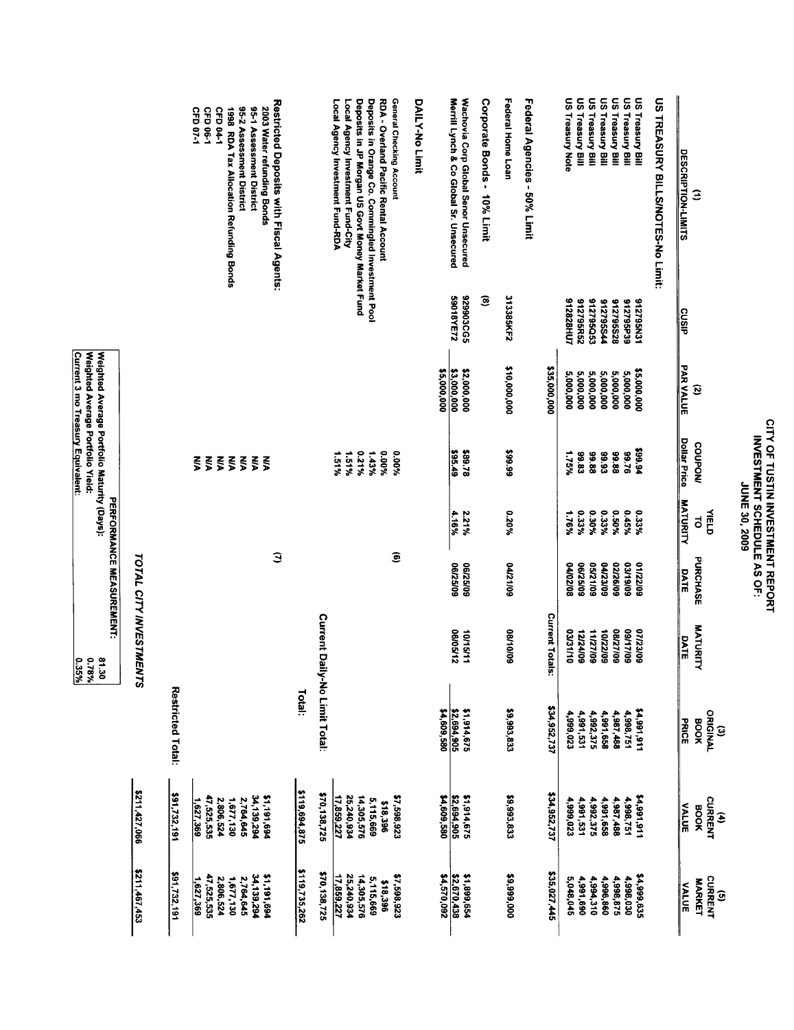# CITY OF TUSTIN INVESTMENT REPORT
## INVESTMENT SCHEDULE AS OF:
## JUNE 30, 2009

| (1) DESCRIPTION-LIMITS | CUSIP | (2) PAR VALUE | COUPON/ Dollar Price | YIELD TO MATURITY | PURCHASE DATE | MATURITY DATE | (3) ORIGINAL BOOK PRICE | (4) CURRENT BOOK VALUE | (5) CURRENT MARKET VALUE |
|---|---|---|---|---|---|---|---|---|---|
| **US TREASURY BILLS/NOTES-No Limit:** | | | | | | | | | |
| US Treasury Bill | 912795N31 | $5,000,000 | $99.94 | 0.33% | 01/22/09 | 07/23/09 | $4,991,911 | $4,991,911 | $4,999,635 |
| US Treasury Bill | 912795P39 | 5,000,000 | 99.76 | 0.45% | 03/19/09 | 09/17/09 | 4,998,751 | 4,998,751 | 4,998,030 |
| US Treasury Bill | 912795S28 | 5,000,000 | 99.88 | 0.50% | 02/26/09 | 08/27/09 | 4,987,488 | 4,987,488 | 4,998,875 |
| US Treasury Bill | 912795S44 | 5,000,000 | 99.93 | 0.33% | 04/23/09 | 10/22/09 | 4,991,658 | 4,991,658 | 4,996,860 |
| US Treasury Bill | 912795Q63 | 5,000,000 | 99.88 | 0.30% | 05/21/09 | 11/27/09 | 4,992,375 | 4,992,375 | 4,994,310 |
| US Treasury Bill | 912795R62 | 5,000,000 | 99.83 | 0.33% | 06/25/09 | 12/24/09 | 4,991,531 | 4,991,531 | 4,991,690 |
| US Treasury Note | 912828HU7 | 5,000,000 | 1.75% | 1.76% | 04/02/08 | 03/31/10 | 4,999,023 | 4,999,023 | 5,048,045 |
| | | $35,000,000 | | | | Current Totals: | $34,952,737 | $34,952,737 | $35,027,445 |
| **Federal Agencies - 50% Limit** | | | | | | | | | |
| Federal Home Loan | 313385KF2 | $10,000,000 | $99.99 | 0.20% | 04/21/09 | 08/10/09 | $9,993,833 | $9,993,833 | $9,999,000 |
| **Corporate Bonds - 10% Limit** | (8) | | | | | | | | |
| Wachovia Corp Global Senor Unsecured | 929903CG5 | $2,000,000 | $89.78 | 2.21% | 06/25/09 | 10/15/11 | $1,914,675 | $1,914,675 | $1,899,654 |
| Merrill Lynch & Co Global Sr. Unsecured | 59018YE72 | $3,000,000 | $95.49 | 4.16% | 06/25/09 | 06/05/12 | $2,694,905 | $2,694,905 | $2,670,438 |
| | | $5,000,000 | | | | | $4,609,580 | $4,609,580 | $4,570,092 |
| **DAILY-No Limit** | | | | | | | | | |
| General Checking Account | | | 0.00% | | (6) | | | $7,598,923 | $7,598,923 |
| RDA - Overland Pacific Rental Account | | | 0.00% | | | | | $18,396 | $18,396 |
| Deposits in Orange Co. Commingled Investment Pool | | | 1.43% | | | | | 5,115,669 | 5,115,669 |
| Deposits in JP Morgan US Govt Money Market Fund | | | 0.21% | | | | | 14,305,576 | 14,305,576 |
| Local Agency Investment Fund-City | | | 1.51% | | | | | 25,240,934 | 25,240,934 |
| Local Agency Investment Fund-RDA | | | 1.51% | | | | | 17,859,227 | 17,859,227 |
| | | | | | | Current Daily-No Limit Total: | | $70,138,725 | $70,138,725 |
| | | | | | | Total: | | $119,694,875 | $119,735,262 |
| **Restricted Deposits with Fiscal Agents:** | | | | | | | | | |
| 2003 Water refunding Bonds | | | N/A | | (7) | | | $1,191,694 | $1,191,694 |
| 95-1 Assessment District | | | N/A | | | | | 34,139,294 | 34,139,294 |
| 95-2 Assessment District | | | N/A | | | | | 2,764,645 | 2,764,645 |
| 1998 RDA Tax Allocation Refunding Bonds | | | N/A | | | | | 1,677,130 | 1,677,130 |
| CFD 04-1 | | | N/A | | | | | 2,806,524 | 2,806,524 |
| CFD 06-1 | | | N/A | | | | | 47,525,535 | 47,525,535 |
| CFD 07-1 | | | N/A | | | | | 1,627,369 | 1,627,369 |
| | | | | | | Restricted Total: | | $91,732,191 | $91,732,191 |
| | | | | | | *TOTAL CITY INVESTMENTS* | | $211,427,066 | $211,467,453 |

| PERFORMANCE MEASUREMENT: | |
|---|---|
| Weighted Average Portfolio Maturity (Days): | 81.30 |
| Weighted Average Portfolio Yield: | 0.78% |
| Current 3 mo Treasury Equivalent: | 0.35% |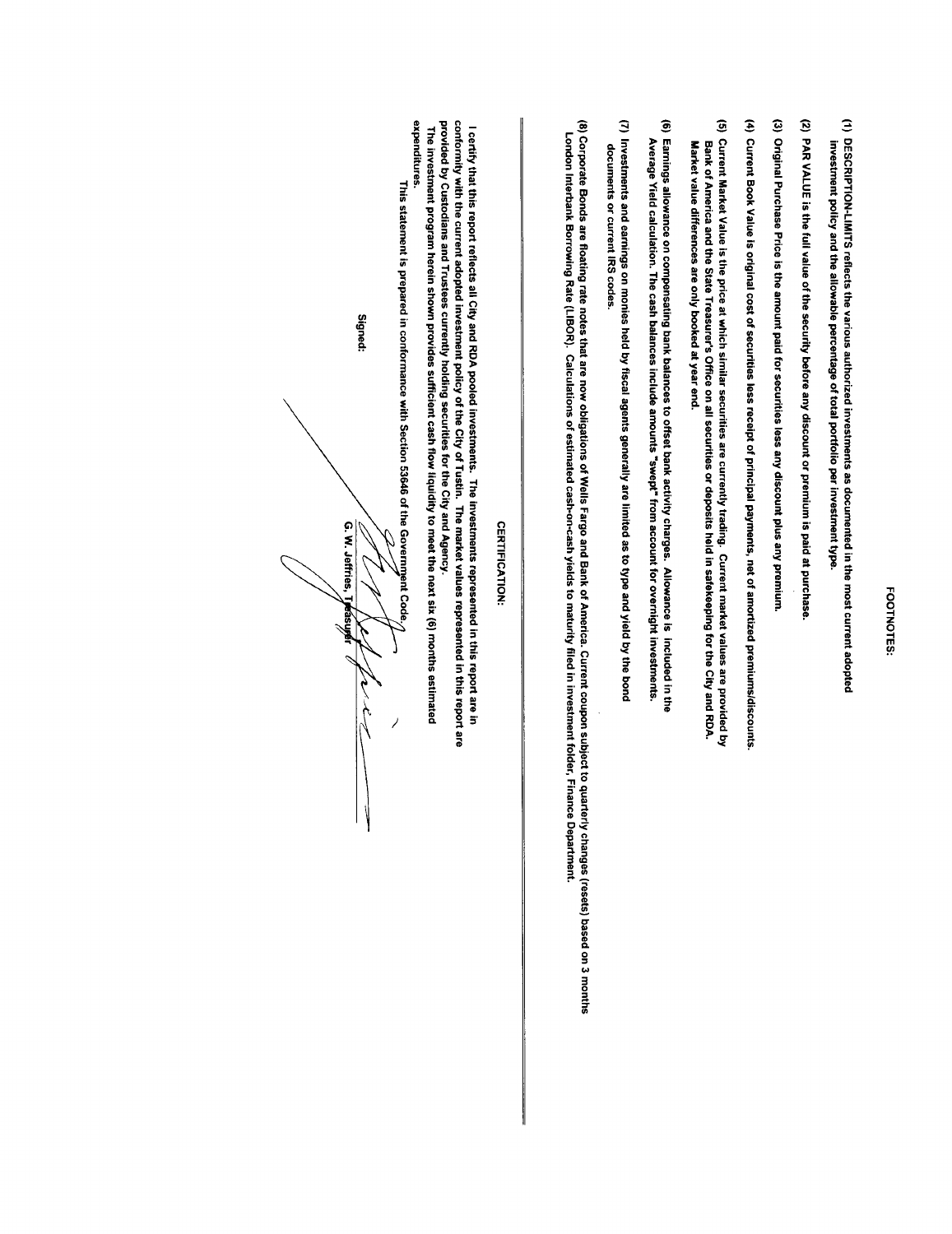# FOOTNOTES:

(1) DESCRIPTION-LIMITS reflects the various authorized investments as documented in the most current adopted investment policy and the allowable percentage of total portfolio per investment type.

(2) PAR VALUE is the full value of the security before any discount or premium is paid at purchase.

(3) Original Purchase Price is the amount paid for securities less any discount plus any premium.

(4) Current Book Value is original cost of securities less receipt of principal payments, net of amortized premiums/discounts.

(5) Current Market Value is the price at which similar securities are currently trading. Current market values are provided by Bank of America and the State Treasurer's Office on all securities or deposits held in safekeeping for the City and RDA. Market value differences are only booked at year end.

(6) Earnings allowance on compensating bank balances to offset bank activity charges. Allowance is included in the Average Yield calculation. The cash balances include amounts "swept" from account for overnight investments.

(7) Investments and earnings on monies held by fiscal agents generally are limited as to type and yield by the bond documents or current IRS codes.

(8) Corporate Bonds are floating rate notes that are now obligations of Wells Fargo and Bank of America. Current coupon subject to quarterly changes (resets) based on 3 months London Interbank Borrowing Rate (LIBOR). Calculations of estimated cash-on-cash yields to maturity filed in investment folder, Finance Department.

## CERTIFICATION:

I certify that this report reflects all City and RDA pooled investments. The investments represented in this report are in conformity with the current adopted investment policy of the City of Tustin. The market values represented in this report are provided by Custodians and Trustees currently holding securities for the City and Agency.
The investment program herein shown provides sufficient cash flow liquidity to meet the next six (6) months estimated expenditures.
This statement is prepared in conformance with Section 53646 of the Government Code.

Signed: ______________________
G. W. Jeffries, Treasurer